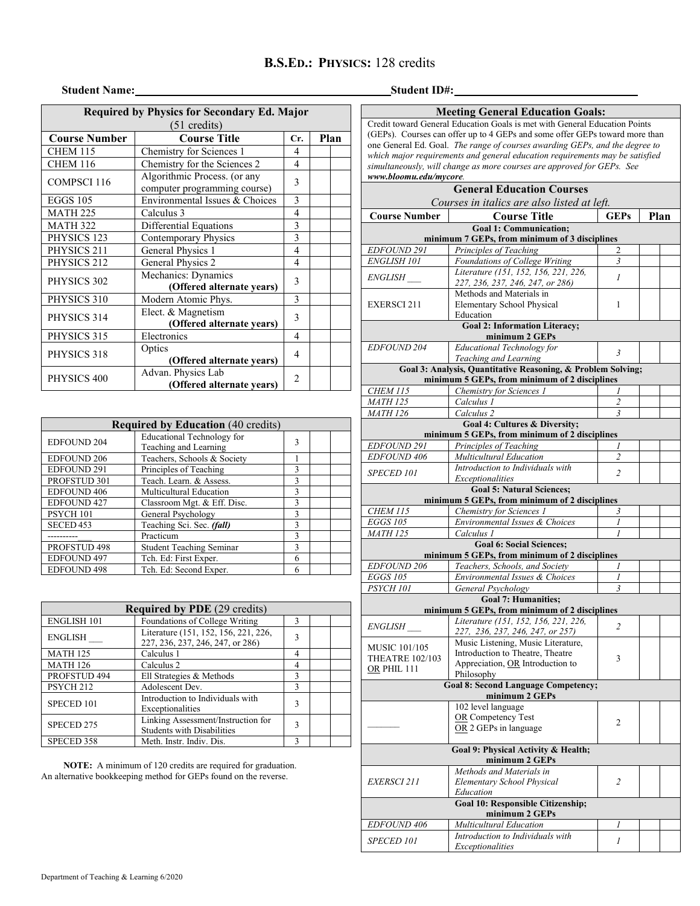# B.S.ED.: PHYSICS: 128 credits

**Student Name:**\_\_\_\_\_\_\_\_\_\_\_\_\_\_\_\_\_\_\_\_\_\_\_\_\_\_\_\_\_\_\_\_\_\_\_\_\_\_\_\_ **Student ID#:**\_\_\_\_\_\_\_\_\_\_\_\_\_\_\_\_\_\_\_\_\_\_\_\_\_\_\_\_\_\_

| **Required by Physics for Secondary Ed. Major** (51 credits) | | | | |
|---|---|---|---|---|
| **Course Number** | **Course Title** | **Cr.** | **Plan** | |
| CHEM 115 | Chemistry for Sciences 1 | 4 | | |
| CHEM 116 | Chemistry for the Sciences 2 | 4 | | |
| COMPSCI 116 | Algorithmic Process. (or any computer programming course) | 3 | | |
| EGGS 105 | Environmental Issues & Choices | 3 | | |
| MATH 225 | Calculus 3 | 4 | | |
| MATH 322 | Differential Equations | 3 | | |
| PHYSICS 123 | Contemporary Physics | 3 | | |
| PHYSICS 211 | General Physics 1 | 4 | | |
| PHYSICS 212 | General Physics 2 | 4 | | |
| PHYSICS 302 | Mechanics: Dynamics **(Offered alternate years)** | 3 | | |
| PHYSICS 310 | Modern Atomic Phys. | 3 | | |
| PHYSICS 314 | Elect. & Magnetism **(Offered alternate years)** | 3 | | |
| PHYSICS 315 | Electronics | 4 | | |
| PHYSICS 318 | Optics **(Offered alternate years)** | 4 | | |
| PHYSICS 400 | Advan. Physics Lab **(Offered alternate years)** | 2 | | |

| **Required by Education** (40 credits) | | | | |
|---|---|---|---|---|
| EDFOUND 204 | Educational Technology for Teaching and Learning | 3 | | |
| EDFOUND 206 | Teachers, Schools & Society | 1 | | |
| EDFOUND 291 | Principles of Teaching | 3 | | |
| PROFSTUD 301 | Teach. Learn. & Assess. | 3 | | |
| EDFOUND 406 | Multicultural Education | 3 | | |
| EDFOUND 427 | Classroom Mgt. & Eff. Disc. | 3 | | |
| PSYCH 101 | General Psychology | 3 | | |
| SECED 453 | Teaching Sci. Sec. ***(fall)*** | 3 | | |
| ----------\_\_\_ | Practicum | 3 | | |
| PROFSTUD 498 | Student Teaching Seminar | 3 | | |
| EDFOUND 497 | Tch. Ed: First Exper. | 6 | | |
| EDFOUND 498 | Tch. Ed: Second Exper. | 6 | | |

| **Required by PDE** (29 credits) | | | | |
|---|---|---|---|---|
| ENGLISH 101 | Foundations of College Writing | 3 | | |
| ENGLISH \_\_\_ | Literature (151, 152, 156, 221, 226, 227, 236, 237, 246, 247, or 286) | 3 | | |
| MATH 125 | Calculus 1 | 4 | | |
| MATH 126 | Calculus 2 | 4 | | |
| PROFSTUD 494 | Ell Strategies & Methods | 3 | | |
| PSYCH 212 | Adolescent Dev. | 3 | | |
| SPECED 101 | Introduction to Individuals with Exceptionalities | 3 | | |
| SPECED 275 | Linking Assessment/Instruction for Students with Disabilities | 3 | | |
| SPECED 358 | Meth. Instr. Indiv. Dis. | 3 | | |

**NOTE:** A minimum of 120 credits are required for graduation. An alternative bookkeeping method for GEPs found on the reverse.

## Meeting General Education Goals:

Credit toward General Education Goals is met with General Education Points (GEPs). Courses can offer up to 4 GEPs and some offer GEPs toward more than one General Ed. Goal. *The range of courses awarding GEPs, and the degree to which major requirements and general education requirements may be satisfied simultaneously, will change as more courses are approved for GEPs. See* ***www.bloomu.edu/mycore***.

### General Education Courses

*Courses in italics are also listed at left.*

| **Course Number** | **Course Title** | **GEPs** | **Plan** | |
|---|---|---|---|---|
| **Goal 1: Communication; minimum 7 GEPs, from minimum of 3 disciplines** | | | | |
| *EDFOUND 291* | *Principles of Teaching* | 2 | | |
| *ENGLISH 101* | *Foundations of College Writing* | *3* | | |
| *ENGLISH \_\_\_* | *Literature (151, 152, 156, 221, 226, 227, 236, 237, 246, 247, or 286)* | *1* | | |
| EXERSCI 211 | Methods and Materials in Elementary School Physical Education | 1 | | |
| **Goal 2: Information Literacy; minimum 2 GEPs** | | | | |
| *EDFOUND 204* | *Educational Technology for Teaching and Learning* | *3* | | |
| **Goal 3: Analysis, Quantitative Reasoning, & Problem Solving; minimum 5 GEPs, from minimum of 2 disciplines** | | | | |
| *CHEM 115* | *Chemistry for Sciences 1* | *1* | | |
| *MATH 125* | *Calculus 1* | *2* | | |
| *MATH 126* | *Calculus 2* | *3* | | |
| **Goal 4: Cultures & Diversity; minimum 5 GEPs, from minimum of 2 disciplines** | | | | |
| *EDFOUND 291* | *Principles of Teaching* | *1* | | |
| *EDFOUND 406* | *Multicultural Education* | *2* | | |
| *SPECED 101* | *Introduction to Individuals with Exceptionalities* | *2* | | |
| **Goal 5: Natural Sciences; minimum 5 GEPs, from minimum of 2 disciplines** | | | | |
| *CHEM 115* | *Chemistry for Sciences 1* | *3* | | |
| *EGGS 105* | *Environmental Issues & Choices* | *1* | | |
| *MATH 125* | *Calculus 1* | *1* | | |
| **Goal 6: Social Sciences; minimum 5 GEPs, from minimum of 2 disciplines** | | | | |
| *EDFOUND 206* | *Teachers, Schools, and Society* | *1* | | |
| *EGGS 105* | *Environmental Issues & Choices* | *1* | | |
| *PSYCH 101* | *General Psychology* | *3* | | |
| **Goal 7: Humanities; minimum 5 GEPs, from minimum of 2 disciplines** | | | | |
| *ENGLISH \_\_\_* | *Literature (151, 152, 156, 221, 226, 227, 236, 237, 246, 247, or 257)* | *2* | | |
| MUSIC 101/105 THEATRE 102/103 OR PHIL 111 | Music Listening, Music Literature, Introduction to Theatre, Theatre Appreciation, OR Introduction to Philosophy | 3 | | |
| **Goal 8: Second Language Competency; minimum 2 GEPs** | | | | |
| \_\_\_\_\_\_\_ | 102 level language OR Competency Test OR 2 GEPs in language | 2 | | |
| **Goal 9: Physical Activity & Health; minimum 2 GEPs** | | | | |
| *EXERSCI 211* | *Methods and Materials in Elementary School Physical Education* | *2* | | |
| **Goal 10: Responsible Citizenship; minimum 2 GEPs** | | | | |
| *EDFOUND 406* | *Multicultural Education* | *1* | | |
| *SPECED 101* | *Introduction to Individuals with Exceptionalities* | *1* | | |

Department of Teaching & Learning 6/2020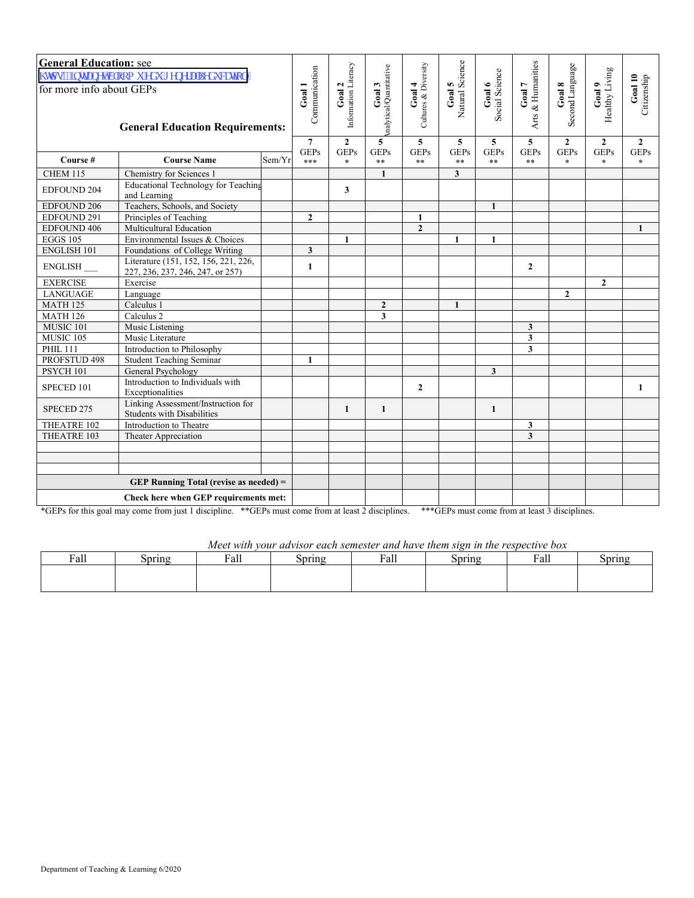**General Education:** see KWSV LQMDQHWEFRP XHGXU HQHUDEHGXFDWRQ for more info about GEPs

| General Education Requirements: | | | Goal 1 Communication | Goal 2 Information Literacy | Goal 3 Analytical/Quantitative | Goal 4 Cultures & Diversity | Goal 5 Natural Science | Goal 6 Social Science | Goal 7 Arts & Humanities | Goal 8 Second Language | Goal 9 Healthy Living | Goal 10 Citizenship |
|---|---|---|---|---|---|---|---|---|---|---|---|---|
| | | | 7 GEPs *** | 2 GEPs * | 5 GEPs ** | 5 GEPs ** | 5 GEPs ** | 5 GEPs ** | 5 GEPs ** | 2 GEPs * | 2 GEPs * | 2 GEPs * |
| **Course #** | **Course Name** | Sem/Yr | | | | | | | | | | |
| CHEM 115 | Chemistry for Sciences 1 | | | | 1 | | 3 | | | | | |
| EDFOUND 204 | Educational Technology for Teaching and Learning | | | 3 | | | | | | | | |
| EDFOUND 206 | Teachers, Schools, and Society | | | | | | | 1 | | | | |
| EDFOUND 291 | Principles of Teaching | | 2 | | | 1 | | | | | | |
| EDFOUND 406 | Multicultural Education | | | | | 2 | | | | | | 1 |
| EGGS 105 | Environmental Issues & Choices | | | 1 | | | 1 | 1 | | | | |
| ENGLISH 101 | Foundations of College Writing | | 3 | | | | | | | | | |
| ENGLISH ___ | Literature (151, 152, 156, 221, 226, 227, 236, 237, 246, 247, or 257) | | 1 | | | | | | 2 | | | |
| EXERCISE | Exercise | | | | | | | | | | 2 | |
| LANGUAGE | Language | | | | | | | | | 2 | | |
| MATH 125 | Calculus 1 | | | | 2 | | 1 | | | | | |
| MATH 126 | Calculus 2 | | | | 3 | | | | | | | |
| MUSIC 101 | Music Listening | | | | | | | | 3 | | | |
| MUSIC 105 | Music Literature | | | | | | | | 3 | | | |
| PHIL 111 | Introduction to Philosophy | | | | | | | | 3 | | | |
| PROFSTUD 498 | Student Teaching Seminar | | 1 | | | | | | | | | |
| PSYCH 101 | General Psychology | | | | | | | 3 | | | | |
| SPECED 101 | Introduction to Individuals with Exceptionalities | | | | | 2 | | | | | | 1 |
| SPECED 275 | Linking Assessment/Instruction for Students with Disabilities | | | 1 | 1 | | | 1 | | | | |
| THEATRE 102 | Introduction to Theatre | | | | | | | | 3 | | | |
| THEATRE 103 | Theater Appreciation | | | | | | | | 3 | | | |
| | | | | | | | | | | | | |
| | | | | | | | | | | | | |
| | | | | | | | | | | | | |
| **GEP Running Total (revise as needed) =** | | | | | | | | | | | | |
| **Check here when GEP requirements met:** | | | | | | | | | | | | |

*GEPs for this goal may come from just 1 discipline. **GEPs must come from at least 2 disciplines. ***GEPs must come from at least 3 disciplines.

*Meet with your advisor each semester and have them sign in the respective box*

| Fall | Spring | Fall | Spring | Fall | Spring | Fall | Spring |
|---|---|---|---|---|---|---|---|
| | | | | | | | |

Department of Teaching & Learning 6/2020